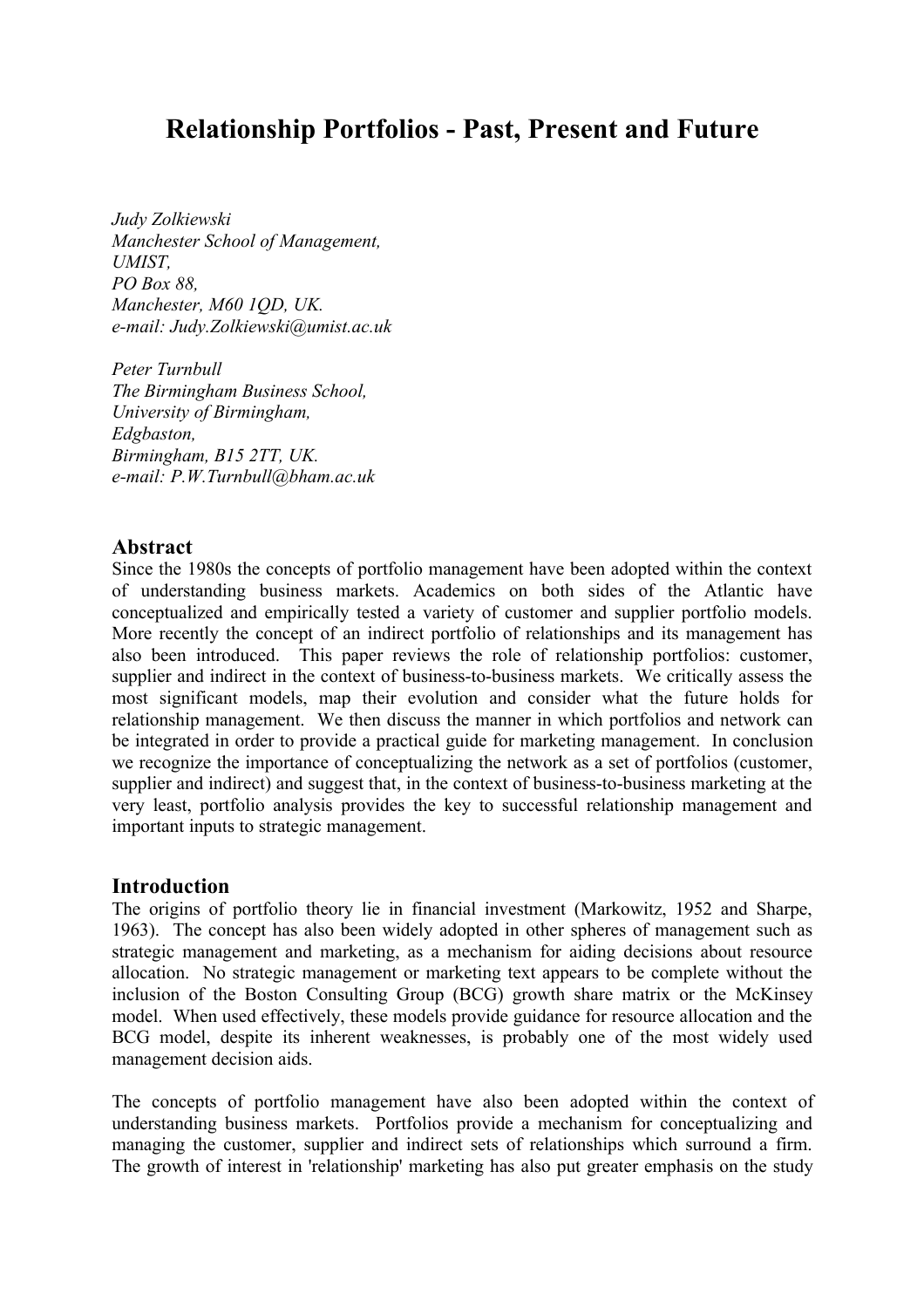# Relationship Portfolios - Past, Present and Future

*Judy Zolkiewski*
*Manchester School of Management,*
*UMIST,*
*PO Box 88,*
*Manchester, M60 1QD, UK.*
*e-mail: Judy.Zolkiewski@umist.ac.uk*

*Peter Turnbull*
*The Birmingham Business School,*
*University of Birmingham,*
*Edgbaston,*
*Birmingham, B15 2TT, UK.*
*e-mail: P.W.Turnbull@bham.ac.uk*

## Abstract

Since the 1980s the concepts of portfolio management have been adopted within the context of understanding business markets. Academics on both sides of the Atlantic have conceptualized and empirically tested a variety of customer and supplier portfolio models. More recently the concept of an indirect portfolio of relationships and its management has also been introduced. This paper reviews the role of relationship portfolios: customer, supplier and indirect in the context of business-to-business markets. We critically assess the most significant models, map their evolution and consider what the future holds for relationship management. We then discuss the manner in which portfolios and network can be integrated in order to provide a practical guide for marketing management. In conclusion we recognize the importance of conceptualizing the network as a set of portfolios (customer, supplier and indirect) and suggest that, in the context of business-to-business marketing at the very least, portfolio analysis provides the key to successful relationship management and important inputs to strategic management.

## Introduction

The origins of portfolio theory lie in financial investment (Markowitz, 1952 and Sharpe, 1963). The concept has also been widely adopted in other spheres of management such as strategic management and marketing, as a mechanism for aiding decisions about resource allocation. No strategic management or marketing text appears to be complete without the inclusion of the Boston Consulting Group (BCG) growth share matrix or the McKinsey model. When used effectively, these models provide guidance for resource allocation and the BCG model, despite its inherent weaknesses, is probably one of the most widely used management decision aids.

The concepts of portfolio management have also been adopted within the context of understanding business markets. Portfolios provide a mechanism for conceptualizing and managing the customer, supplier and indirect sets of relationships which surround a firm. The growth of interest in 'relationship' marketing has also put greater emphasis on the study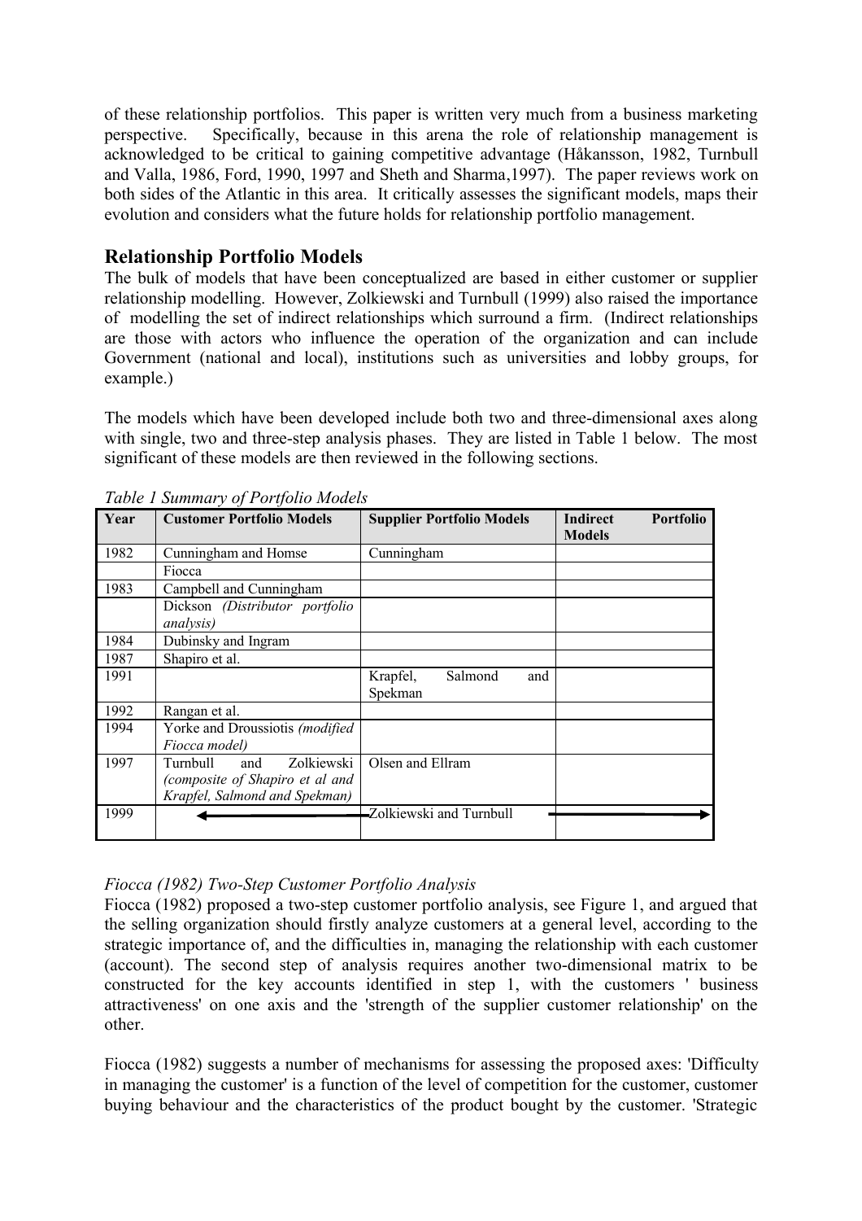of these relationship portfolios. This paper is written very much from a business marketing perspective. Specifically, because in this arena the role of relationship management is acknowledged to be critical to gaining competitive advantage (Håkansson, 1982, Turnbull and Valla, 1986, Ford, 1990, 1997 and Sheth and Sharma,1997). The paper reviews work on both sides of the Atlantic in this area. It critically assesses the significant models, maps their evolution and considers what the future holds for relationship portfolio management.

## Relationship Portfolio Models

The bulk of models that have been conceptualized are based in either customer or supplier relationship modelling. However, Zolkiewski and Turnbull (1999) also raised the importance of modelling the set of indirect relationships which surround a firm. (Indirect relationships are those with actors who influence the operation of the organization and can include Government (national and local), institutions such as universities and lobby groups, for example.)

The models which have been developed include both two and three-dimensional axes along with single, two and three-step analysis phases. They are listed in Table 1 below. The most significant of these models are then reviewed in the following sections.

*Table 1 Summary of Portfolio Models*

| Year | Customer Portfolio Models | Supplier Portfolio Models | Indirect Portfolio Models |
|---|---|---|---|
| 1982 | Cunningham and Homse | Cunningham | |
| | Fiocca | | |
| 1983 | Campbell and Cunningham | | |
| | Dickson *(Distributor portfolio analysis)* | | |
| 1984 | Dubinsky and Ingram | | |
| 1987 | Shapiro et al. | | |
| 1991 | | Krapfel, Salmond and Spekman | |
| 1992 | Rangan et al. | | |
| 1994 | Yorke and Droussiotis *(modified Fiocca model)* | | |
| 1997 | Turnbull and Zolkiewski *(composite of Shapiro et al and Krapfel, Salmond and Spekman)* | Olsen and Ellram | |
| 1999 | ← | Zolkiewski and Turnbull | → |

*Fiocca (1982) Two-Step Customer Portfolio Analysis*

Fiocca (1982) proposed a two-step customer portfolio analysis, see Figure 1, and argued that the selling organization should firstly analyze customers at a general level, according to the strategic importance of, and the difficulties in, managing the relationship with each customer (account). The second step of analysis requires another two-dimensional matrix to be constructed for the key accounts identified in step 1, with the customers ' business attractiveness' on one axis and the 'strength of the supplier customer relationship' on the other.

Fiocca (1982) suggests a number of mechanisms for assessing the proposed axes: 'Difficulty in managing the customer' is a function of the level of competition for the customer, customer buying behaviour and the characteristics of the product bought by the customer. 'Strategic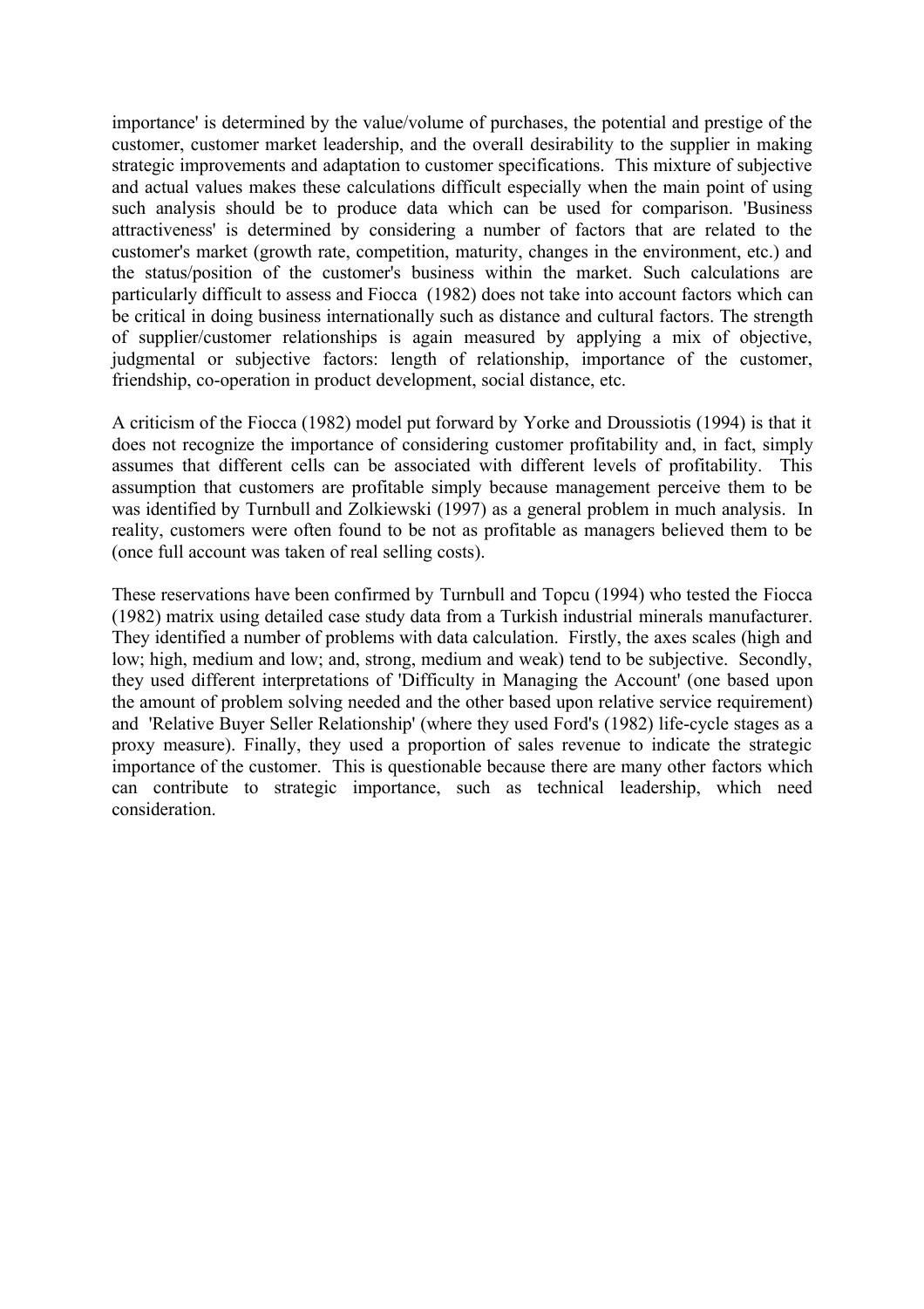importance' is determined by the value/volume of purchases, the potential and prestige of the customer, customer market leadership, and the overall desirability to the supplier in making strategic improvements and adaptation to customer specifications. This mixture of subjective and actual values makes these calculations difficult especially when the main point of using such analysis should be to produce data which can be used for comparison. 'Business attractiveness' is determined by considering a number of factors that are related to the customer's market (growth rate, competition, maturity, changes in the environment, etc.) and the status/position of the customer's business within the market. Such calculations are particularly difficult to assess and Fiocca (1982) does not take into account factors which can be critical in doing business internationally such as distance and cultural factors. The strength of supplier/customer relationships is again measured by applying a mix of objective, judgmental or subjective factors: length of relationship, importance of the customer, friendship, co-operation in product development, social distance, etc.

A criticism of the Fiocca (1982) model put forward by Yorke and Droussiotis (1994) is that it does not recognize the importance of considering customer profitability and, in fact, simply assumes that different cells can be associated with different levels of profitability. This assumption that customers are profitable simply because management perceive them to be was identified by Turnbull and Zolkiewski (1997) as a general problem in much analysis. In reality, customers were often found to be not as profitable as managers believed them to be (once full account was taken of real selling costs).

These reservations have been confirmed by Turnbull and Topcu (1994) who tested the Fiocca (1982) matrix using detailed case study data from a Turkish industrial minerals manufacturer. They identified a number of problems with data calculation. Firstly, the axes scales (high and low; high, medium and low; and, strong, medium and weak) tend to be subjective. Secondly, they used different interpretations of 'Difficulty in Managing the Account' (one based upon the amount of problem solving needed and the other based upon relative service requirement) and 'Relative Buyer Seller Relationship' (where they used Ford's (1982) life-cycle stages as a proxy measure). Finally, they used a proportion of sales revenue to indicate the strategic importance of the customer. This is questionable because there are many other factors which can contribute to strategic importance, such as technical leadership, which need consideration.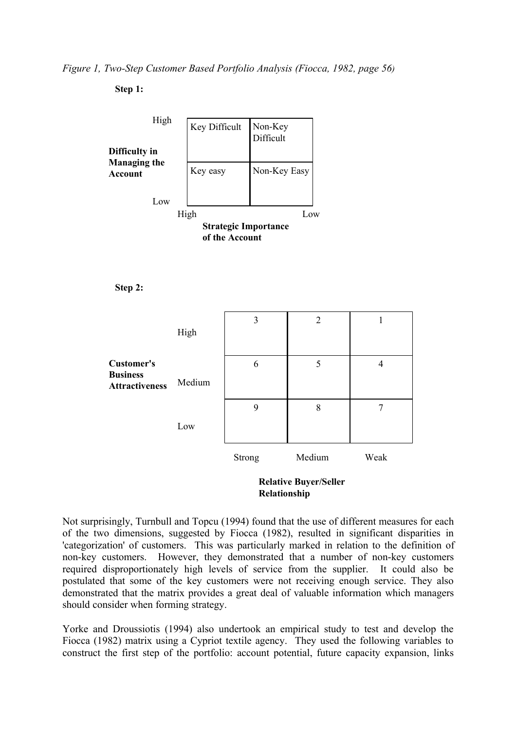*Figure 1, Two-Step Customer Based Portfolio Analysis (Fiocca, 1982, page 56)*

**Step 1:**

| **Difficulty in Managing the Account** | High (Strategic Importance) | Low (Strategic Importance) |
|---|---|---|
| High | Key Difficult | Non-Key Difficult |
| Low | Key easy | Non-Key Easy |

**Strategic Importance of the Account**

**Step 2:**

| **Customer's Business Attractiveness** | Strong | Medium | Weak |
|---|---|---|---|
| High | 3 | 2 | 1 |
| Medium | 6 | 5 | 4 |
| Low | 9 | 8 | 7 |

**Relative Buyer/Seller Relationship**

Not surprisingly, Turnbull and Topcu (1994) found that the use of different measures for each of the two dimensions, suggested by Fiocca (1982), resulted in significant disparities in 'categorization' of customers. This was particularly marked in relation to the definition of non-key customers. However, they demonstrated that a number of non-key customers required disproportionately high levels of service from the supplier. It could also be postulated that some of the key customers were not receiving enough service. They also demonstrated that the matrix provides a great deal of valuable information which managers should consider when forming strategy.

Yorke and Droussiotis (1994) also undertook an empirical study to test and develop the Fiocca (1982) matrix using a Cypriot textile agency. They used the following variables to construct the first step of the portfolio: account potential, future capacity expansion, links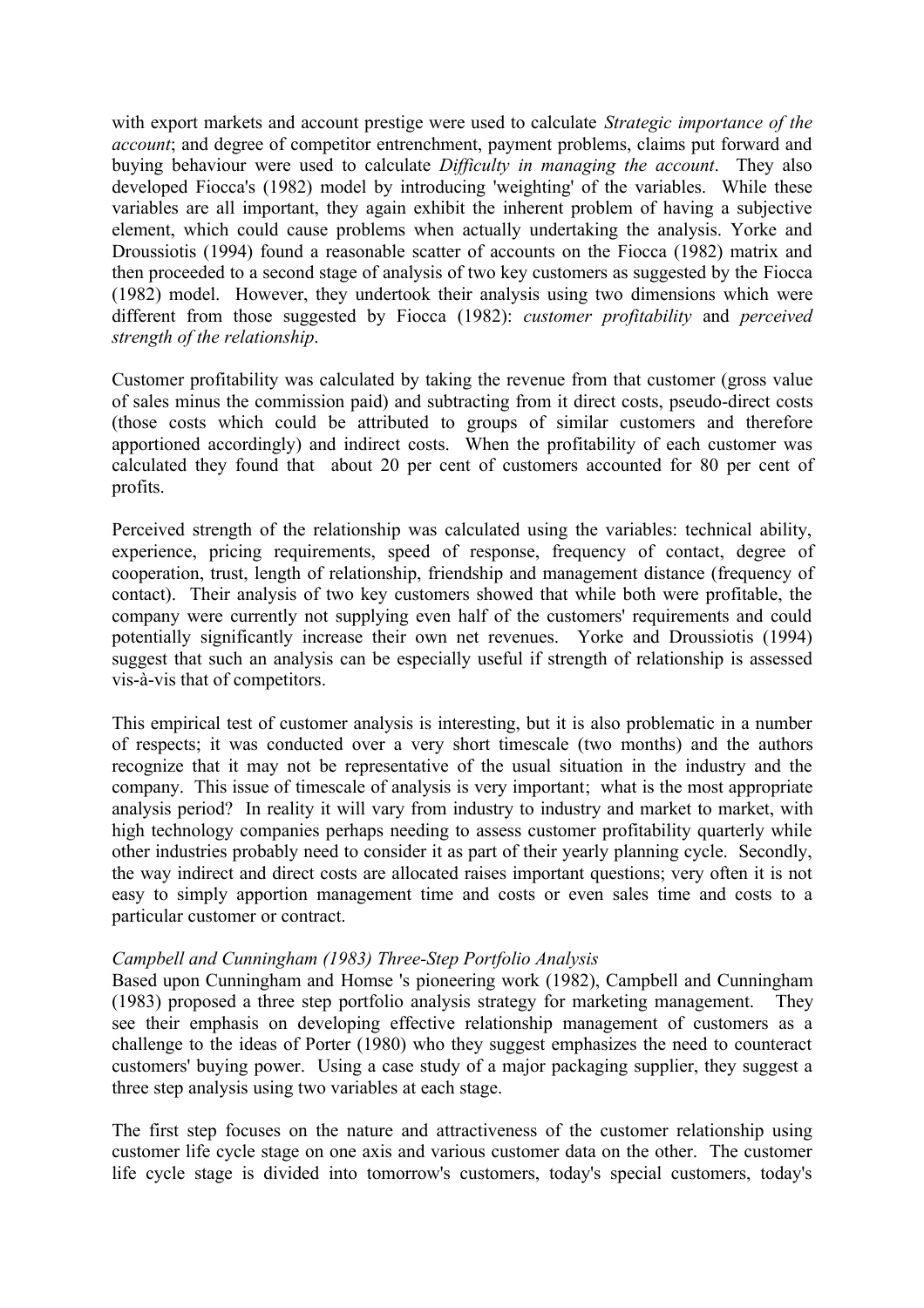with export markets and account prestige were used to calculate *Strategic importance of the account*; and degree of competitor entrenchment, payment problems, claims put forward and buying behaviour were used to calculate *Difficulty in managing the account*. They also developed Fiocca's (1982) model by introducing 'weighting' of the variables. While these variables are all important, they again exhibit the inherent problem of having a subjective element, which could cause problems when actually undertaking the analysis. Yorke and Droussiotis (1994) found a reasonable scatter of accounts on the Fiocca (1982) matrix and then proceeded to a second stage of analysis of two key customers as suggested by the Fiocca (1982) model. However, they undertook their analysis using two dimensions which were different from those suggested by Fiocca (1982): *customer profitability* and *perceived strength of the relationship*.

Customer profitability was calculated by taking the revenue from that customer (gross value of sales minus the commission paid) and subtracting from it direct costs, pseudo-direct costs (those costs which could be attributed to groups of similar customers and therefore apportioned accordingly) and indirect costs. When the profitability of each customer was calculated they found that about 20 per cent of customers accounted for 80 per cent of profits.

Perceived strength of the relationship was calculated using the variables: technical ability, experience, pricing requirements, speed of response, frequency of contact, degree of cooperation, trust, length of relationship, friendship and management distance (frequency of contact). Their analysis of two key customers showed that while both were profitable, the company were currently not supplying even half of the customers' requirements and could potentially significantly increase their own net revenues. Yorke and Droussiotis (1994) suggest that such an analysis can be especially useful if strength of relationship is assessed vis-à-vis that of competitors.

This empirical test of customer analysis is interesting, but it is also problematic in a number of respects; it was conducted over a very short timescale (two months) and the authors recognize that it may not be representative of the usual situation in the industry and the company. This issue of timescale of analysis is very important; what is the most appropriate analysis period? In reality it will vary from industry to industry and market to market, with high technology companies perhaps needing to assess customer profitability quarterly while other industries probably need to consider it as part of their yearly planning cycle. Secondly, the way indirect and direct costs are allocated raises important questions; very often it is not easy to simply apportion management time and costs or even sales time and costs to a particular customer or contract.

*Campbell and Cunningham (1983) Three-Step Portfolio Analysis*

Based upon Cunningham and Homse 's pioneering work (1982), Campbell and Cunningham (1983) proposed a three step portfolio analysis strategy for marketing management. They see their emphasis on developing effective relationship management of customers as a challenge to the ideas of Porter (1980) who they suggest emphasizes the need to counteract customers' buying power. Using a case study of a major packaging supplier, they suggest a three step analysis using two variables at each stage.

The first step focuses on the nature and attractiveness of the customer relationship using customer life cycle stage on one axis and various customer data on the other. The customer life cycle stage is divided into tomorrow's customers, today's special customers, today's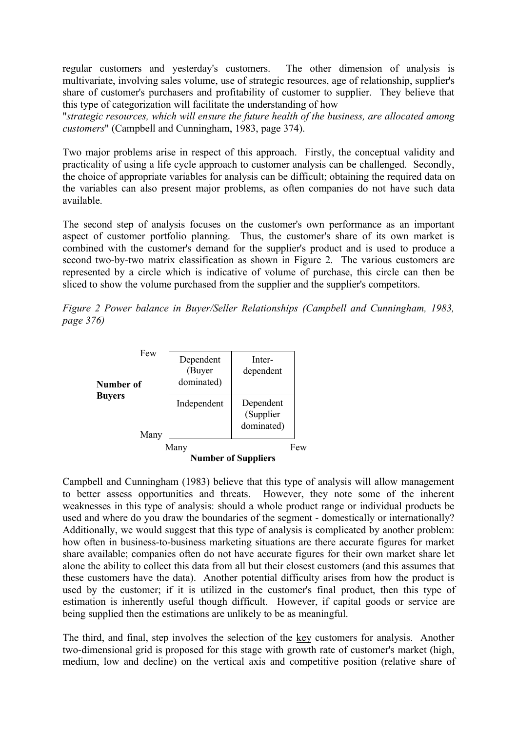regular customers and yesterday's customers. The other dimension of analysis is multivariate, involving sales volume, use of strategic resources, age of relationship, supplier's share of customer's purchasers and profitability of customer to supplier. They believe that this type of categorization will facilitate the understanding of how "*strategic resources, which will ensure the future health of the business, are allocated among customers*" (Campbell and Cunningham, 1983, page 374).

Two major problems arise in respect of this approach. Firstly, the conceptual validity and practicality of using a life cycle approach to customer analysis can be challenged. Secondly, the choice of appropriate variables for analysis can be difficult; obtaining the required data on the variables can also present major problems, as often companies do not have such data available.

The second step of analysis focuses on the customer's own performance as an important aspect of customer portfolio planning. Thus, the customer's share of its own market is combined with the customer's demand for the supplier's product and is used to produce a second two-by-two matrix classification as shown in Figure 2. The various customers are represented by a circle which is indicative of volume of purchase, this circle can then be sliced to show the volume purchased from the supplier and the supplier's competitors.

*Figure 2 Power balance in Buyer/Seller Relationships (Campbell and Cunningham, 1983, page 376)*

| **Number of Buyers** | Many Suppliers | Few Suppliers |
|---|---|---|
| Few | Dependent (Buyer dominated) | Inter-dependent |
| Many | Independent | Dependent (Supplier dominated) |

**Number of Suppliers**

Campbell and Cunningham (1983) believe that this type of analysis will allow management to better assess opportunities and threats. However, they note some of the inherent weaknesses in this type of analysis: should a whole product range or individual products be used and where do you draw the boundaries of the segment - domestically or internationally? Additionally, we would suggest that this type of analysis is complicated by another problem: how often in business-to-business marketing situations are there accurate figures for market share available; companies often do not have accurate figures for their own market share let alone the ability to collect this data from all but their closest customers (and this assumes that these customers have the data). Another potential difficulty arises from how the product is used by the customer; if it is utilized in the customer's final product, then this type of estimation is inherently useful though difficult. However, if capital goods or service are being supplied then the estimations are unlikely to be as meaningful.

The third, and final, step involves the selection of the key customers for analysis. Another two-dimensional grid is proposed for this stage with growth rate of customer's market (high, medium, low and decline) on the vertical axis and competitive position (relative share of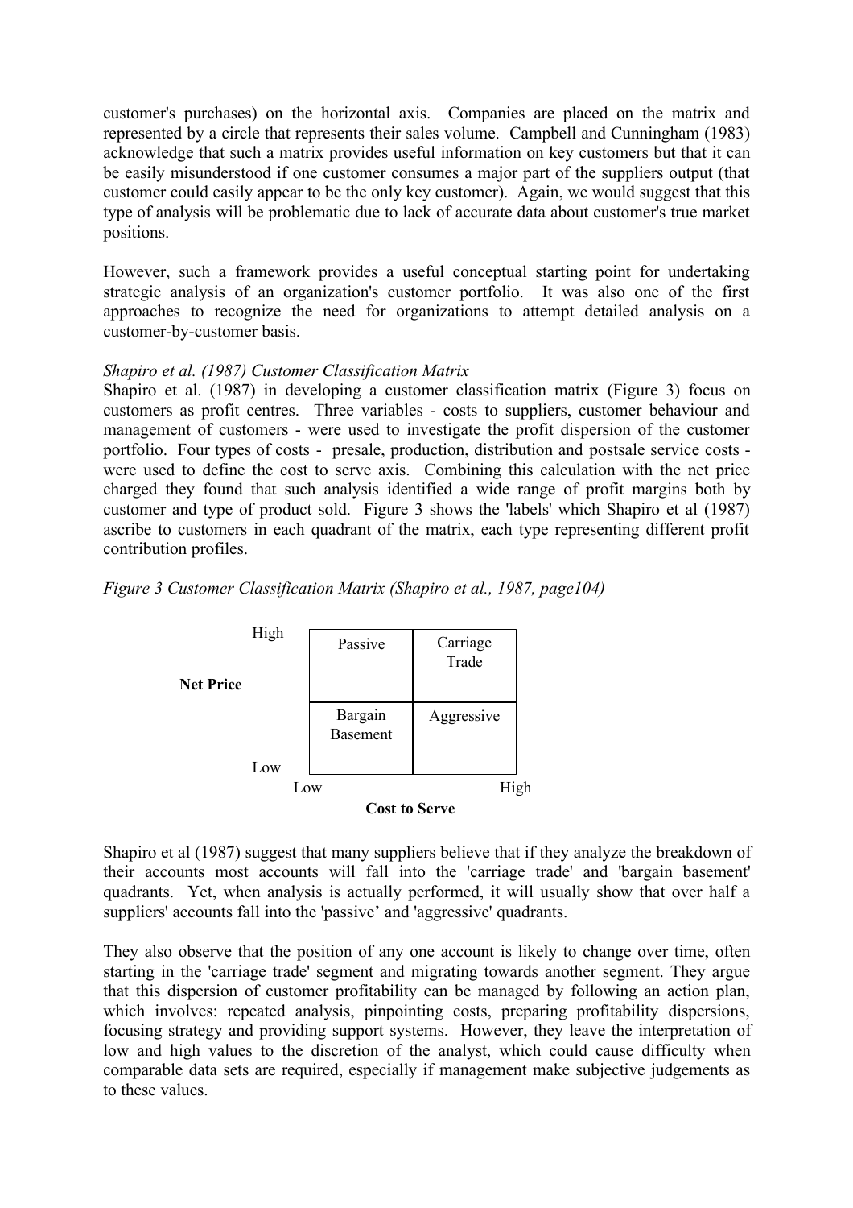customer's purchases) on the horizontal axis. Companies are placed on the matrix and represented by a circle that represents their sales volume. Campbell and Cunningham (1983) acknowledge that such a matrix provides useful information on key customers but that it can be easily misunderstood if one customer consumes a major part of the suppliers output (that customer could easily appear to be the only key customer). Again, we would suggest that this type of analysis will be problematic due to lack of accurate data about customer's true market positions.

However, such a framework provides a useful conceptual starting point for undertaking strategic analysis of an organization's customer portfolio. It was also one of the first approaches to recognize the need for organizations to attempt detailed analysis on a customer-by-customer basis.

*Shapiro et al. (1987) Customer Classification Matrix*

Shapiro et al. (1987) in developing a customer classification matrix (Figure 3) focus on customers as profit centres. Three variables - costs to suppliers, customer behaviour and management of customers - were used to investigate the profit dispersion of the customer portfolio. Four types of costs - presale, production, distribution and postsale service costs - were used to define the cost to serve axis. Combining this calculation with the net price charged they found that such analysis identified a wide range of profit margins both by customer and type of product sold. Figure 3 shows the 'labels' which Shapiro et al (1987) ascribe to customers in each quadrant of the matrix, each type representing different profit contribution profiles.

*Figure 3 Customer Classification Matrix (Shapiro et al., 1987, page104)*

| Net Price \ Cost to Serve | Low | High |
|---|---|---|
| High | Passive | Carriage Trade |
| Low | Bargain Basement | Aggressive |

Shapiro et al (1987) suggest that many suppliers believe that if they analyze the breakdown of their accounts most accounts will fall into the 'carriage trade' and 'bargain basement' quadrants. Yet, when analysis is actually performed, it will usually show that over half a suppliers' accounts fall into the 'passive' and 'aggressive' quadrants.

They also observe that the position of any one account is likely to change over time, often starting in the 'carriage trade' segment and migrating towards another segment. They argue that this dispersion of customer profitability can be managed by following an action plan, which involves: repeated analysis, pinpointing costs, preparing profitability dispersions, focusing strategy and providing support systems. However, they leave the interpretation of low and high values to the discretion of the analyst, which could cause difficulty when comparable data sets are required, especially if management make subjective judgements as to these values.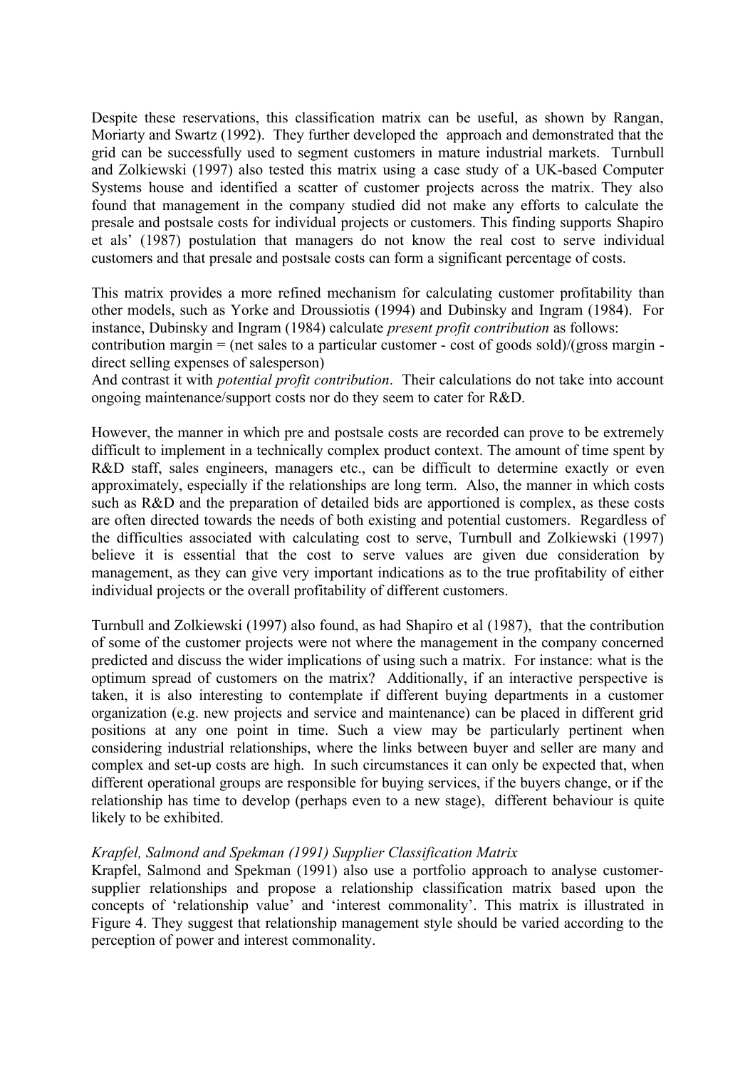Despite these reservations, this classification matrix can be useful, as shown by Rangan, Moriarty and Swartz (1992). They further developed the approach and demonstrated that the grid can be successfully used to segment customers in mature industrial markets. Turnbull and Zolkiewski (1997) also tested this matrix using a case study of a UK-based Computer Systems house and identified a scatter of customer projects across the matrix. They also found that management in the company studied did not make any efforts to calculate the presale and postsale costs for individual projects or customers. This finding supports Shapiro et als' (1987) postulation that managers do not know the real cost to serve individual customers and that presale and postsale costs can form a significant percentage of costs.

This matrix provides a more refined mechanism for calculating customer profitability than other models, such as Yorke and Droussiotis (1994) and Dubinsky and Ingram (1984). For instance, Dubinsky and Ingram (1984) calculate *present profit contribution* as follows:
contribution margin = (net sales to a particular customer - cost of goods sold)/(gross margin - direct selling expenses of salesperson)
And contrast it with *potential profit contribution*. Their calculations do not take into account ongoing maintenance/support costs nor do they seem to cater for R&D.

However, the manner in which pre and postsale costs are recorded can prove to be extremely difficult to implement in a technically complex product context. The amount of time spent by R&D staff, sales engineers, managers etc., can be difficult to determine exactly or even approximately, especially if the relationships are long term. Also, the manner in which costs such as R&D and the preparation of detailed bids are apportioned is complex, as these costs are often directed towards the needs of both existing and potential customers. Regardless of the difficulties associated with calculating cost to serve, Turnbull and Zolkiewski (1997) believe it is essential that the cost to serve values are given due consideration by management, as they can give very important indications as to the true profitability of either individual projects or the overall profitability of different customers.

Turnbull and Zolkiewski (1997) also found, as had Shapiro et al (1987), that the contribution of some of the customer projects were not where the management in the company concerned predicted and discuss the wider implications of using such a matrix. For instance: what is the optimum spread of customers on the matrix? Additionally, if an interactive perspective is taken, it is also interesting to contemplate if different buying departments in a customer organization (e.g. new projects and service and maintenance) can be placed in different grid positions at any one point in time. Such a view may be particularly pertinent when considering industrial relationships, where the links between buyer and seller are many and complex and set-up costs are high. In such circumstances it can only be expected that, when different operational groups are responsible for buying services, if the buyers change, or if the relationship has time to develop (perhaps even to a new stage), different behaviour is quite likely to be exhibited.

*Krapfel, Salmond and Spekman (1991) Supplier Classification Matrix*

Krapfel, Salmond and Spekman (1991) also use a portfolio approach to analyse customer-supplier relationships and propose a relationship classification matrix based upon the concepts of 'relationship value' and 'interest commonality'. This matrix is illustrated in Figure 4. They suggest that relationship management style should be varied according to the perception of power and interest commonality.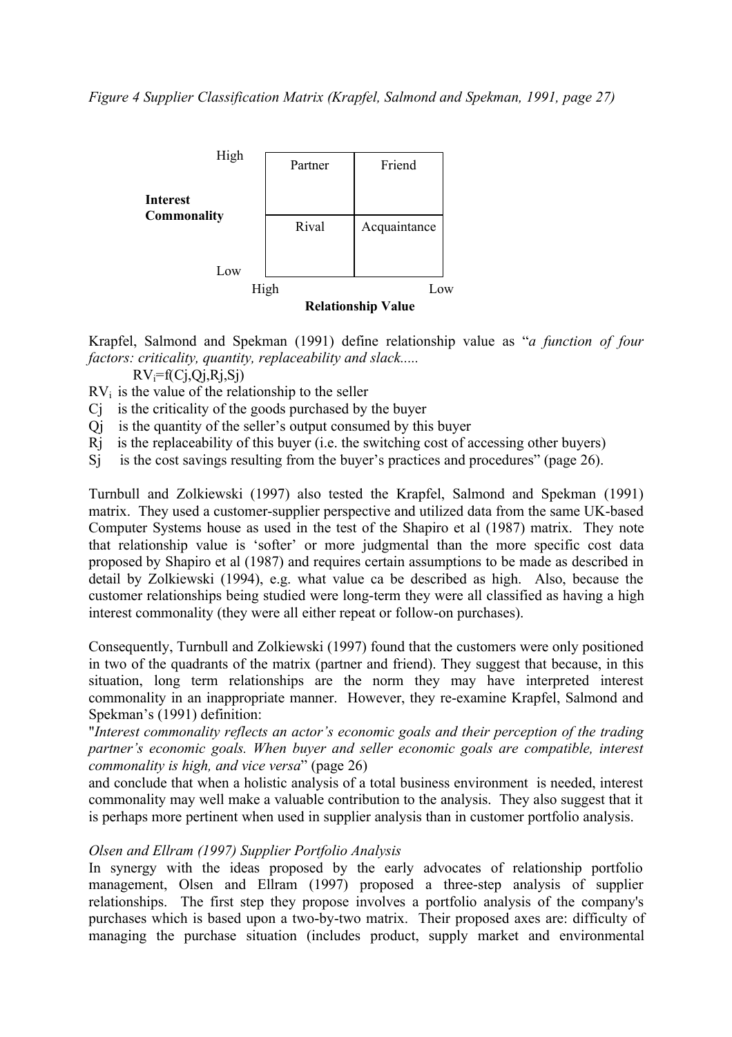*Figure 4 Supplier Classification Matrix (Krapfel, Salmond and Spekman, 1991, page 27)*

| Interest Commonality | High Relationship Value | Low Relationship Value |
|---|---|---|
| High | Partner | Friend |
| Low | Rival | Acquaintance |

Krapfel, Salmond and Spekman (1991) define relationship value as "*a function of four factors: criticality, quantity, replaceability and slack.....*

$$RV_i = f(Cj, Qj, Rj, Sj)$$

$RV_i$ is the value of the relationship to the seller
$Cj$ is the criticality of the goods purchased by the buyer
$Qj$ is the quantity of the seller's output consumed by this buyer
$Rj$ is the replaceability of this buyer (i.e. the switching cost of accessing other buyers)
$Sj$ is the cost savings resulting from the buyer's practices and procedures" (page 26).

Turnbull and Zolkiewski (1997) also tested the Krapfel, Salmond and Spekman (1991) matrix. They used a customer-supplier perspective and utilized data from the same UK-based Computer Systems house as used in the test of the Shapiro et al (1987) matrix. They note that relationship value is 'softer' or more judgmental than the more specific cost data proposed by Shapiro et al (1987) and requires certain assumptions to be made as described in detail by Zolkiewski (1994), e.g. what value ca be described as high. Also, because the customer relationships being studied were long-term they were all classified as having a high interest commonality (they were all either repeat or follow-on purchases).

Consequently, Turnbull and Zolkiewski (1997) found that the customers were only positioned in two of the quadrants of the matrix (partner and friend). They suggest that because, in this situation, long term relationships are the norm they may have interpreted interest commonality in an inappropriate manner. However, they re-examine Krapfel, Salmond and Spekman's (1991) definition:
"*Interest commonality reflects an actor's economic goals and their perception of the trading partner's economic goals. When buyer and seller economic goals are compatible, interest commonality is high, and vice versa*" (page 26)
and conclude that when a holistic analysis of a total business environment is needed, interest commonality may well make a valuable contribution to the analysis. They also suggest that it is perhaps more pertinent when used in supplier analysis than in customer portfolio analysis.

*Olsen and Ellram (1997) Supplier Portfolio Analysis*
In synergy with the ideas proposed by the early advocates of relationship portfolio management, Olsen and Ellram (1997) proposed a three-step analysis of supplier relationships. The first step they propose involves a portfolio analysis of the company's purchases which is based upon a two-by-two matrix. Their proposed axes are: difficulty of managing the purchase situation (includes product, supply market and environmental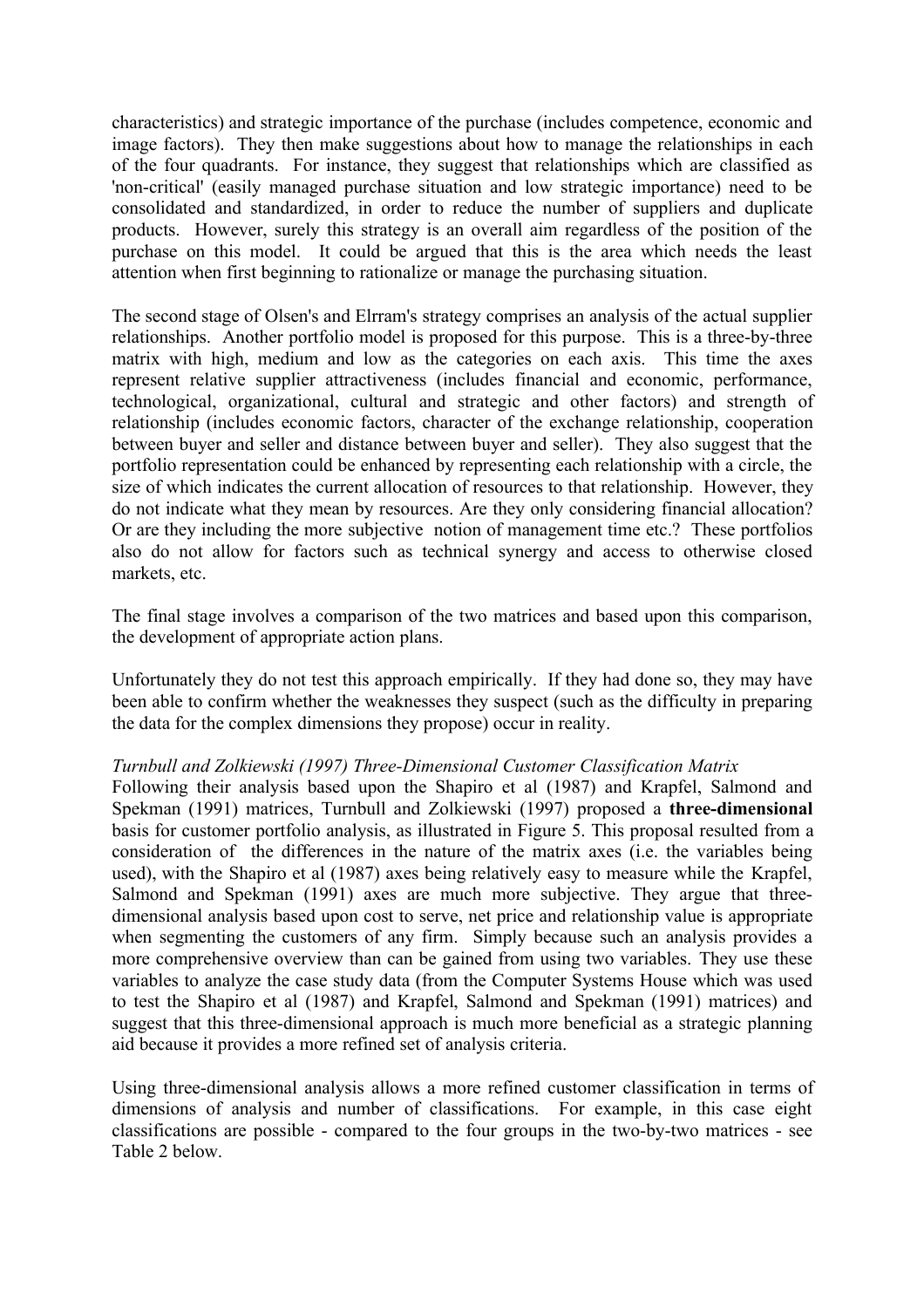characteristics) and strategic importance of the purchase (includes competence, economic and image factors). They then make suggestions about how to manage the relationships in each of the four quadrants. For instance, they suggest that relationships which are classified as 'non-critical' (easily managed purchase situation and low strategic importance) need to be consolidated and standardized, in order to reduce the number of suppliers and duplicate products. However, surely this strategy is an overall aim regardless of the position of the purchase on this model. It could be argued that this is the area which needs the least attention when first beginning to rationalize or manage the purchasing situation.

The second stage of Olsen's and Elrram's strategy comprises an analysis of the actual supplier relationships. Another portfolio model is proposed for this purpose. This is a three-by-three matrix with high, medium and low as the categories on each axis. This time the axes represent relative supplier attractiveness (includes financial and economic, performance, technological, organizational, cultural and strategic and other factors) and strength of relationship (includes economic factors, character of the exchange relationship, cooperation between buyer and seller and distance between buyer and seller). They also suggest that the portfolio representation could be enhanced by representing each relationship with a circle, the size of which indicates the current allocation of resources to that relationship. However, they do not indicate what they mean by resources. Are they only considering financial allocation? Or are they including the more subjective notion of management time etc.? These portfolios also do not allow for factors such as technical synergy and access to otherwise closed markets, etc.

The final stage involves a comparison of the two matrices and based upon this comparison, the development of appropriate action plans.

Unfortunately they do not test this approach empirically. If they had done so, they may have been able to confirm whether the weaknesses they suspect (such as the difficulty in preparing the data for the complex dimensions they propose) occur in reality.

*Turnbull and Zolkiewski (1997) Three-Dimensional Customer Classification Matrix*

Following their analysis based upon the Shapiro et al (1987) and Krapfel, Salmond and Spekman (1991) matrices, Turnbull and Zolkiewski (1997) proposed a **three-dimensional** basis for customer portfolio analysis, as illustrated in Figure 5. This proposal resulted from a consideration of the differences in the nature of the matrix axes (i.e. the variables being used), with the Shapiro et al (1987) axes being relatively easy to measure while the Krapfel, Salmond and Spekman (1991) axes are much more subjective. They argue that three-dimensional analysis based upon cost to serve, net price and relationship value is appropriate when segmenting the customers of any firm. Simply because such an analysis provides a more comprehensive overview than can be gained from using two variables. They use these variables to analyze the case study data (from the Computer Systems House which was used to test the Shapiro et al (1987) and Krapfel, Salmond and Spekman (1991) matrices) and suggest that this three-dimensional approach is much more beneficial as a strategic planning aid because it provides a more refined set of analysis criteria.

Using three-dimensional analysis allows a more refined customer classification in terms of dimensions of analysis and number of classifications. For example, in this case eight classifications are possible - compared to the four groups in the two-by-two matrices - see Table 2 below.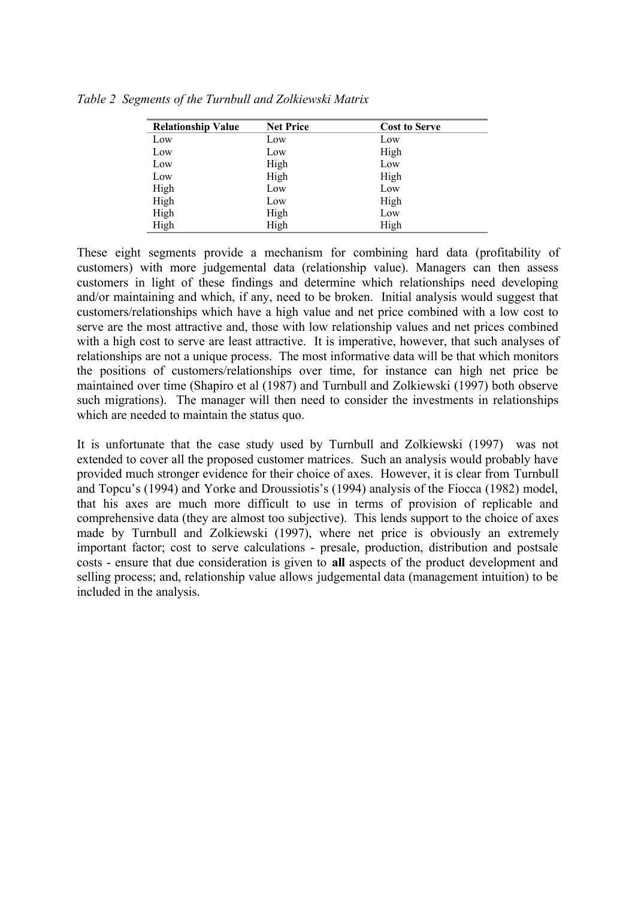*Table 2 Segments of the Turnbull and Zolkiewski Matrix*

| Relationship Value | Net Price | Cost to Serve |
|---|---|---|
| Low | Low | Low |
| Low | Low | High |
| Low | High | Low |
| Low | High | High |
| High | Low | Low |
| High | Low | High |
| High | High | Low |
| High | High | High |

These eight segments provide a mechanism for combining hard data (profitability of customers) with more judgemental data (relationship value). Managers can then assess customers in light of these findings and determine which relationships need developing and/or maintaining and which, if any, need to be broken. Initial analysis would suggest that customers/relationships which have a high value and net price combined with a low cost to serve are the most attractive and, those with low relationship values and net prices combined with a high cost to serve are least attractive. It is imperative, however, that such analyses of relationships are not a unique process. The most informative data will be that which monitors the positions of customers/relationships over time, for instance can high net price be maintained over time (Shapiro et al (1987) and Turnbull and Zolkiewski (1997) both observe such migrations). The manager will then need to consider the investments in relationships which are needed to maintain the status quo.

It is unfortunate that the case study used by Turnbull and Zolkiewski (1997) was not extended to cover all the proposed customer matrices. Such an analysis would probably have provided much stronger evidence for their choice of axes. However, it is clear from Turnbull and Topcu's (1994) and Yorke and Droussiotis's (1994) analysis of the Fiocca (1982) model, that his axes are much more difficult to use in terms of provision of replicable and comprehensive data (they are almost too subjective). This lends support to the choice of axes made by Turnbull and Zolkiewski (1997), where net price is obviously an extremely important factor; cost to serve calculations - presale, production, distribution and postsale costs - ensure that due consideration is given to **all** aspects of the product development and selling process; and, relationship value allows judgemental data (management intuition) to be included in the analysis.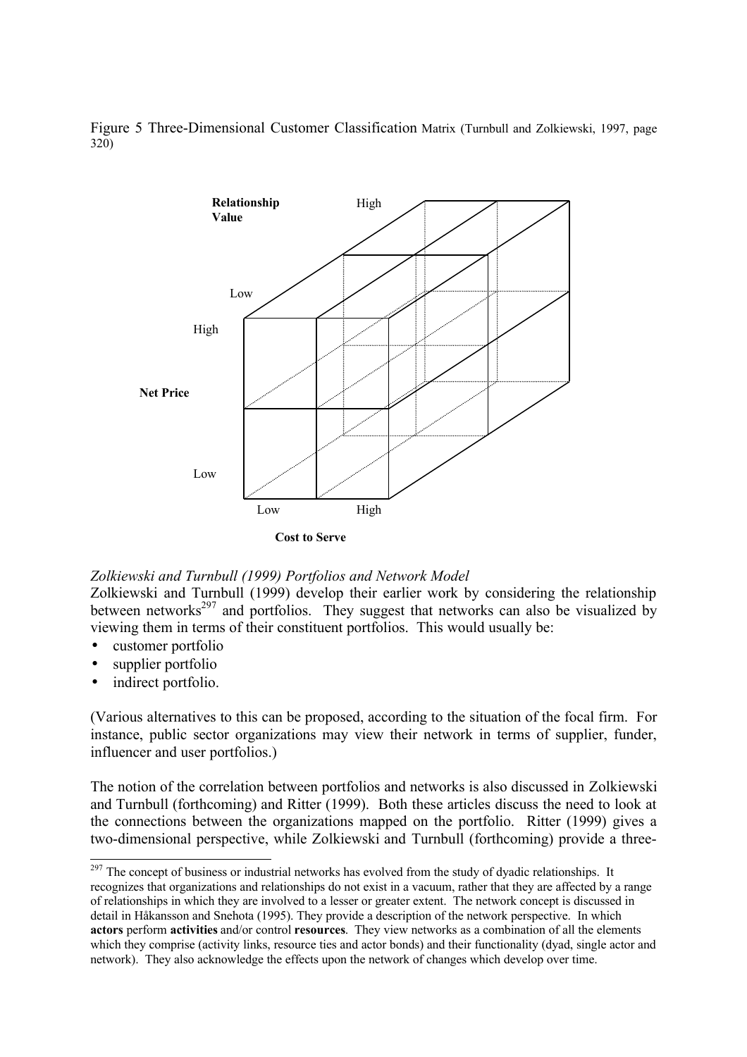Figure 5 Three-Dimensional Customer Classification Matrix (Turnbull and Zolkiewski, 1997, page 320)

*Zolkiewski and Turnbull (1999) Portfolios and Network Model*

Zolkiewski and Turnbull (1999) develop their earlier work by considering the relationship between networks[297] and portfolios. They suggest that networks can also be visualized by viewing them in terms of their constituent portfolios. This would usually be:

- customer portfolio
- supplier portfolio
- indirect portfolio.

(Various alternatives to this can be proposed, according to the situation of the focal firm. For instance, public sector organizations may view their network in terms of supplier, funder, influencer and user portfolios.)

The notion of the correlation between portfolios and networks is also discussed in Zolkiewski and Turnbull (forthcoming) and Ritter (1999). Both these articles discuss the need to look at the connections between the organizations mapped on the portfolio. Ritter (1999) gives a two-dimensional perspective, while Zolkiewski and Turnbull (forthcoming) provide a three-

[297] The concept of business or industrial networks has evolved from the study of dyadic relationships. It recognizes that organizations and relationships do not exist in a vacuum, rather that they are affected by a range of relationships in which they are involved to a lesser or greater extent. The network concept is discussed in detail in Håkansson and Snehota (1995). They provide a description of the network perspective. In which **actors** perform **activities** and/or control **resources**. They view networks as a combination of all the elements which they comprise (activity links, resource ties and actor bonds) and their functionality (dyad, single actor and network). They also acknowledge the effects upon the network of changes which develop over time.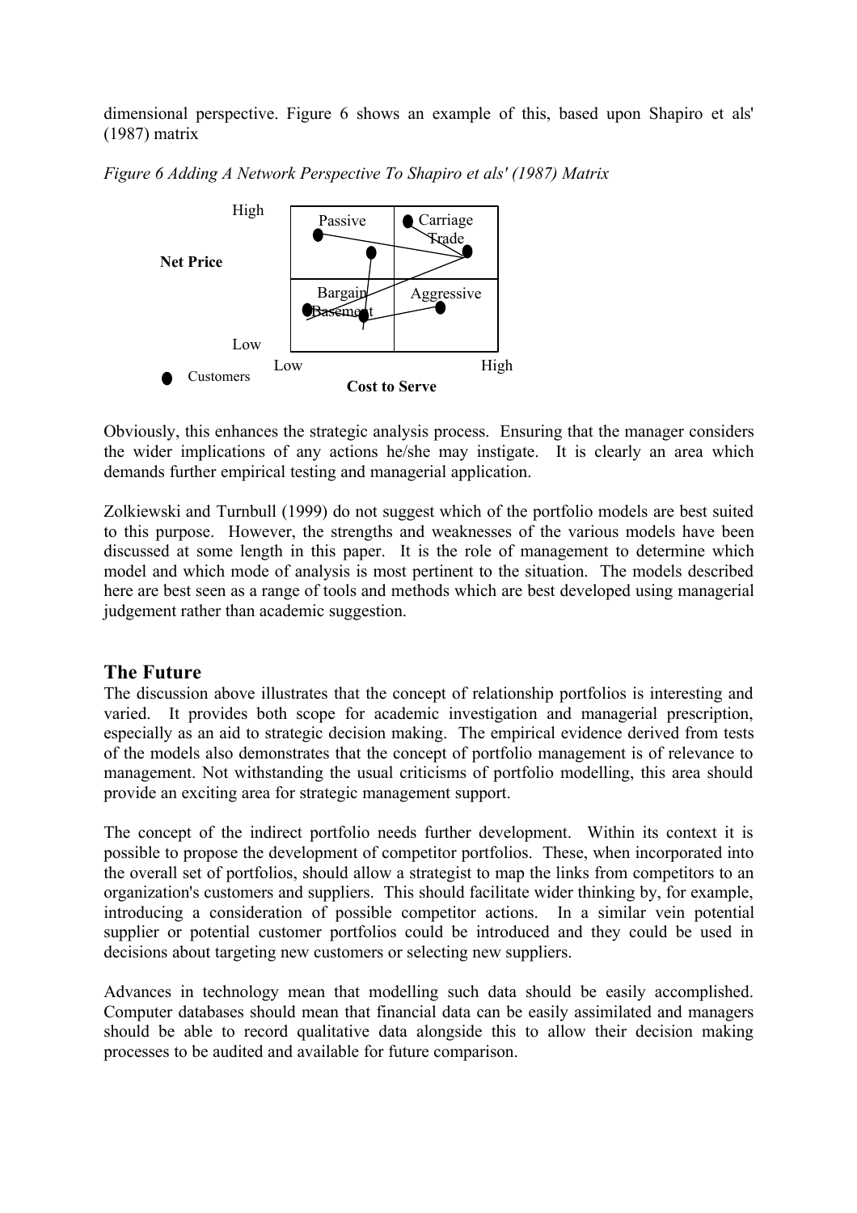dimensional perspective. Figure 6 shows an example of this, based upon Shapiro et als' (1987) matrix

*Figure 6 Adding A Network Perspective To Shapiro et als' (1987) Matrix*

Obviously, this enhances the strategic analysis process. Ensuring that the manager considers the wider implications of any actions he/she may instigate. It is clearly an area which demands further empirical testing and managerial application.

Zolkiewski and Turnbull (1999) do not suggest which of the portfolio models are best suited to this purpose. However, the strengths and weaknesses of the various models have been discussed at some length in this paper. It is the role of management to determine which model and which mode of analysis is most pertinent to the situation. The models described here are best seen as a range of tools and methods which are best developed using managerial judgement rather than academic suggestion.

## The Future

The discussion above illustrates that the concept of relationship portfolios is interesting and varied. It provides both scope for academic investigation and managerial prescription, especially as an aid to strategic decision making. The empirical evidence derived from tests of the models also demonstrates that the concept of portfolio management is of relevance to management. Not withstanding the usual criticisms of portfolio modelling, this area should provide an exciting area for strategic management support.

The concept of the indirect portfolio needs further development. Within its context it is possible to propose the development of competitor portfolios. These, when incorporated into the overall set of portfolios, should allow a strategist to map the links from competitors to an organization's customers and suppliers. This should facilitate wider thinking by, for example, introducing a consideration of possible competitor actions. In a similar vein potential supplier or potential customer portfolios could be introduced and they could be used in decisions about targeting new customers or selecting new suppliers.

Advances in technology mean that modelling such data should be easily accomplished. Computer databases should mean that financial data can be easily assimilated and managers should be able to record qualitative data alongside this to allow their decision making processes to be audited and available for future comparison.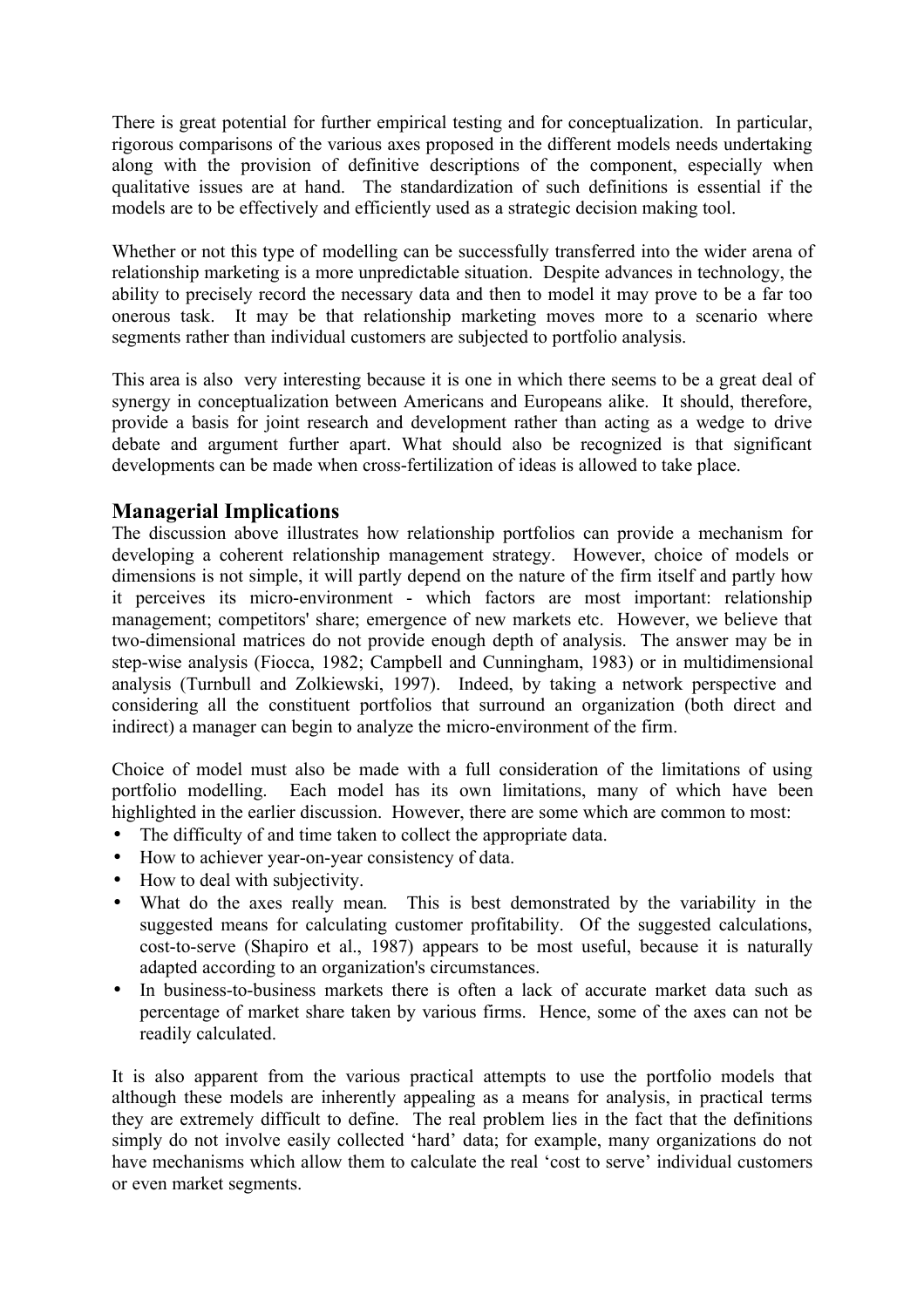There is great potential for further empirical testing and for conceptualization. In particular, rigorous comparisons of the various axes proposed in the different models needs undertaking along with the provision of definitive descriptions of the component, especially when qualitative issues are at hand. The standardization of such definitions is essential if the models are to be effectively and efficiently used as a strategic decision making tool.

Whether or not this type of modelling can be successfully transferred into the wider arena of relationship marketing is a more unpredictable situation. Despite advances in technology, the ability to precisely record the necessary data and then to model it may prove to be a far too onerous task. It may be that relationship marketing moves more to a scenario where segments rather than individual customers are subjected to portfolio analysis.

This area is also very interesting because it is one in which there seems to be a great deal of synergy in conceptualization between Americans and Europeans alike. It should, therefore, provide a basis for joint research and development rather than acting as a wedge to drive debate and argument further apart. What should also be recognized is that significant developments can be made when cross-fertilization of ideas is allowed to take place.

## Managerial Implications

The discussion above illustrates how relationship portfolios can provide a mechanism for developing a coherent relationship management strategy. However, choice of models or dimensions is not simple, it will partly depend on the nature of the firm itself and partly how it perceives its micro-environment - which factors are most important: relationship management; competitors' share; emergence of new markets etc. However, we believe that two-dimensional matrices do not provide enough depth of analysis. The answer may be in step-wise analysis (Fiocca, 1982; Campbell and Cunningham, 1983) or in multidimensional analysis (Turnbull and Zolkiewski, 1997). Indeed, by taking a network perspective and considering all the constituent portfolios that surround an organization (both direct and indirect) a manager can begin to analyze the micro-environment of the firm.

Choice of model must also be made with a full consideration of the limitations of using portfolio modelling. Each model has its own limitations, many of which have been highlighted in the earlier discussion. However, there are some which are common to most:

- The difficulty of and time taken to collect the appropriate data.
- How to achiever year-on-year consistency of data.
- How to deal with subjectivity.
- What do the axes really mean. This is best demonstrated by the variability in the suggested means for calculating customer profitability. Of the suggested calculations, cost-to-serve (Shapiro et al., 1987) appears to be most useful, because it is naturally adapted according to an organization's circumstances.
- In business-to-business markets there is often a lack of accurate market data such as percentage of market share taken by various firms. Hence, some of the axes can not be readily calculated.

It is also apparent from the various practical attempts to use the portfolio models that although these models are inherently appealing as a means for analysis, in practical terms they are extremely difficult to define. The real problem lies in the fact that the definitions simply do not involve easily collected 'hard' data; for example, many organizations do not have mechanisms which allow them to calculate the real 'cost to serve' individual customers or even market segments.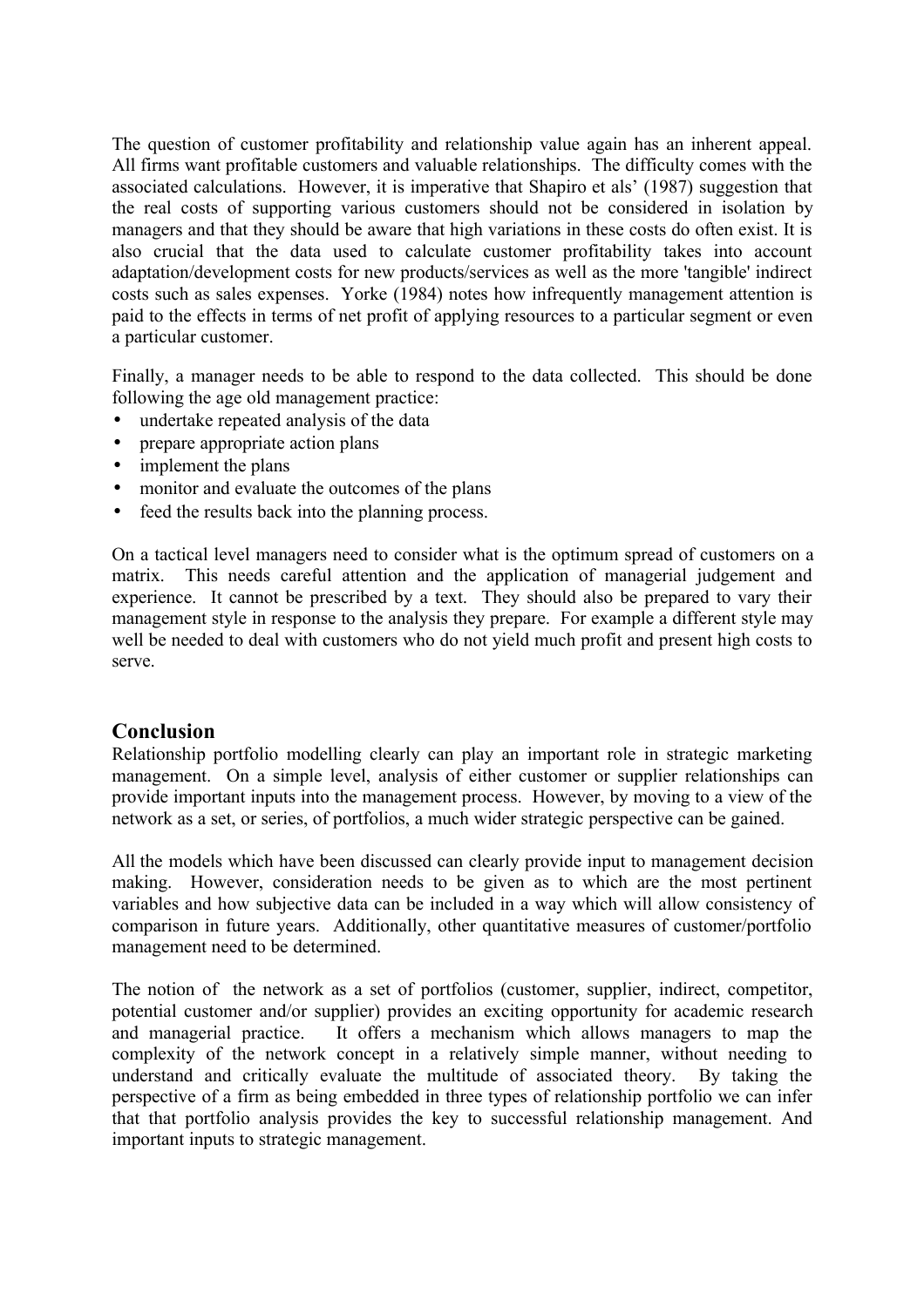The question of customer profitability and relationship value again has an inherent appeal. All firms want profitable customers and valuable relationships. The difficulty comes with the associated calculations. However, it is imperative that Shapiro et als' (1987) suggestion that the real costs of supporting various customers should not be considered in isolation by managers and that they should be aware that high variations in these costs do often exist. It is also crucial that the data used to calculate customer profitability takes into account adaptation/development costs for new products/services as well as the more 'tangible' indirect costs such as sales expenses. Yorke (1984) notes how infrequently management attention is paid to the effects in terms of net profit of applying resources to a particular segment or even a particular customer.

Finally, a manager needs to be able to respond to the data collected. This should be done following the age old management practice:

- undertake repeated analysis of the data
- prepare appropriate action plans
- implement the plans
- monitor and evaluate the outcomes of the plans
- feed the results back into the planning process.

On a tactical level managers need to consider what is the optimum spread of customers on a matrix. This needs careful attention and the application of managerial judgement and experience. It cannot be prescribed by a text. They should also be prepared to vary their management style in response to the analysis they prepare. For example a different style may well be needed to deal with customers who do not yield much profit and present high costs to serve.

## Conclusion

Relationship portfolio modelling clearly can play an important role in strategic marketing management. On a simple level, analysis of either customer or supplier relationships can provide important inputs into the management process. However, by moving to a view of the network as a set, or series, of portfolios, a much wider strategic perspective can be gained.

All the models which have been discussed can clearly provide input to management decision making. However, consideration needs to be given as to which are the most pertinent variables and how subjective data can be included in a way which will allow consistency of comparison in future years. Additionally, other quantitative measures of customer/portfolio management need to be determined.

The notion of the network as a set of portfolios (customer, supplier, indirect, competitor, potential customer and/or supplier) provides an exciting opportunity for academic research and managerial practice. It offers a mechanism which allows managers to map the complexity of the network concept in a relatively simple manner, without needing to understand and critically evaluate the multitude of associated theory. By taking the perspective of a firm as being embedded in three types of relationship portfolio we can infer that that portfolio analysis provides the key to successful relationship management. And important inputs to strategic management.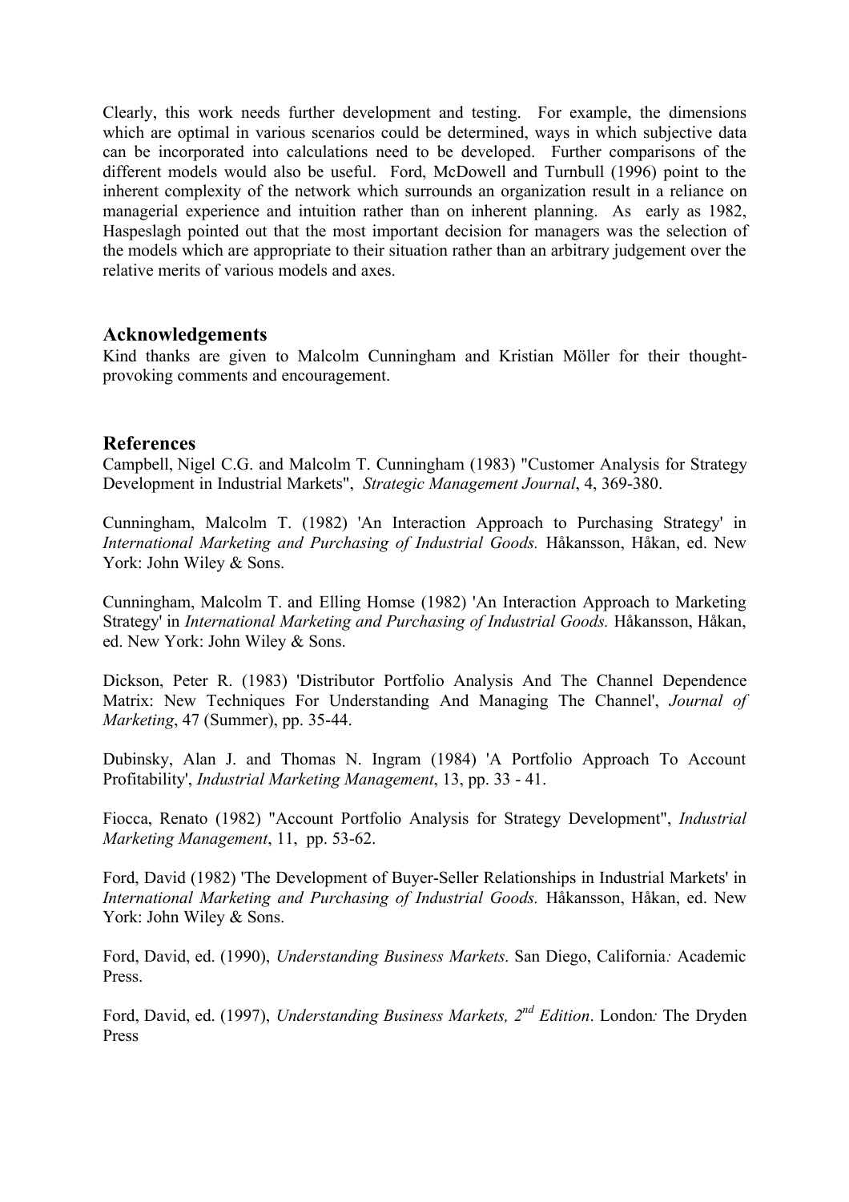Clearly, this work needs further development and testing. For example, the dimensions which are optimal in various scenarios could be determined, ways in which subjective data can be incorporated into calculations need to be developed. Further comparisons of the different models would also be useful. Ford, McDowell and Turnbull (1996) point to the inherent complexity of the network which surrounds an organization result in a reliance on managerial experience and intuition rather than on inherent planning. As early as 1982, Haspeslagh pointed out that the most important decision for managers was the selection of the models which are appropriate to their situation rather than an arbitrary judgement over the relative merits of various models and axes.

## Acknowledgements

Kind thanks are given to Malcolm Cunningham and Kristian Möller for their thought-provoking comments and encouragement.

## References

Campbell, Nigel C.G. and Malcolm T. Cunningham (1983) "Customer Analysis for Strategy Development in Industrial Markets", *Strategic Management Journal*, 4, 369-380.

Cunningham, Malcolm T. (1982) 'An Interaction Approach to Purchasing Strategy' in *International Marketing and Purchasing of Industrial Goods.* Håkansson, Håkan, ed. New York: John Wiley & Sons.

Cunningham, Malcolm T. and Elling Homse (1982) 'An Interaction Approach to Marketing Strategy' in *International Marketing and Purchasing of Industrial Goods.* Håkansson, Håkan, ed. New York: John Wiley & Sons.

Dickson, Peter R. (1983) 'Distributor Portfolio Analysis And The Channel Dependence Matrix: New Techniques For Understanding And Managing The Channel', *Journal of Marketing*, 47 (Summer), pp. 35-44.

Dubinsky, Alan J. and Thomas N. Ingram (1984) 'A Portfolio Approach To Account Profitability', *Industrial Marketing Management*, 13, pp. 33 - 41.

Fiocca, Renato (1982) "Account Portfolio Analysis for Strategy Development", *Industrial Marketing Management*, 11, pp. 53-62.

Ford, David (1982) 'The Development of Buyer-Seller Relationships in Industrial Markets' in *International Marketing and Purchasing of Industrial Goods.* Håkansson, Håkan, ed. New York: John Wiley & Sons.

Ford, David, ed. (1990), *Understanding Business Markets*. San Diego, California*:* Academic Press.

Ford, David, ed. (1997), *Understanding Business Markets, 2nd Edition*. London*:* The Dryden Press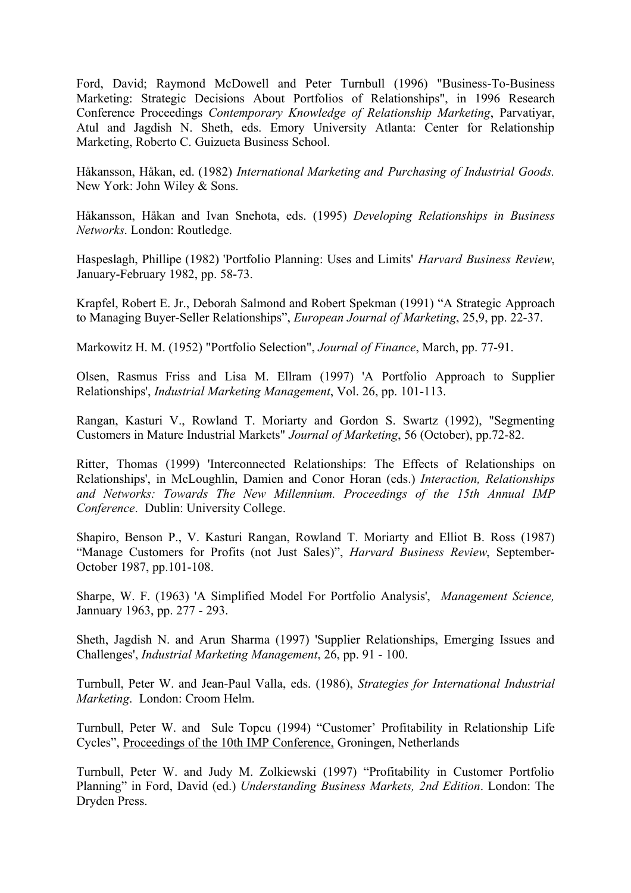Ford, David; Raymond McDowell and Peter Turnbull (1996) "Business-To-Business Marketing: Strategic Decisions About Portfolios of Relationships", in 1996 Research Conference Proceedings *Contemporary Knowledge of Relationship Marketing*, Parvatiyar, Atul and Jagdish N. Sheth, eds. Emory University Atlanta: Center for Relationship Marketing, Roberto C. Guizueta Business School.

Håkansson, Håkan, ed. (1982) *International Marketing and Purchasing of Industrial Goods.* New York: John Wiley & Sons.

Håkansson, Håkan and Ivan Snehota, eds. (1995) *Developing Relationships in Business Networks*. London: Routledge.

Haspeslagh, Phillipe (1982) 'Portfolio Planning: Uses and Limits' *Harvard Business Review*, January-February 1982, pp. 58-73.

Krapfel, Robert E. Jr., Deborah Salmond and Robert Spekman (1991) "A Strategic Approach to Managing Buyer-Seller Relationships", *European Journal of Marketing*, 25,9, pp. 22-37.

Markowitz H. M. (1952) "Portfolio Selection", *Journal of Finance*, March, pp. 77-91.

Olsen, Rasmus Friss and Lisa M. Ellram (1997) 'A Portfolio Approach to Supplier Relationships', *Industrial Marketing Management*, Vol. 26, pp. 101-113.

Rangan, Kasturi V., Rowland T. Moriarty and Gordon S. Swartz (1992), "Segmenting Customers in Mature Industrial Markets" *Journal of Marketing*, 56 (October), pp.72-82.

Ritter, Thomas (1999) 'Interconnected Relationships: The Effects of Relationships on Relationships', in McLoughlin, Damien and Conor Horan (eds.) *Interaction, Relationships and Networks: Towards The New Millennium. Proceedings of the 15th Annual IMP Conference*. Dublin: University College.

Shapiro, Benson P., V. Kasturi Rangan, Rowland T. Moriarty and Elliot B. Ross (1987) "Manage Customers for Profits (not Just Sales)", *Harvard Business Review*, September-October 1987, pp.101-108.

Sharpe, W. F. (1963) 'A Simplified Model For Portfolio Analysis', *Management Science,* Jannuary 1963, pp. 277 - 293.

Sheth, Jagdish N. and Arun Sharma (1997) 'Supplier Relationships, Emerging Issues and Challenges', *Industrial Marketing Management*, 26, pp. 91 - 100.

Turnbull, Peter W. and Jean-Paul Valla, eds. (1986), *Strategies for International Industrial Marketing*. London: Croom Helm.

Turnbull, Peter W. and Sule Topcu (1994) "Customer' Profitability in Relationship Life Cycles", Proceedings of the 10th IMP Conference, Groningen, Netherlands

Turnbull, Peter W. and Judy M. Zolkiewski (1997) "Profitability in Customer Portfolio Planning" in Ford, David (ed.) *Understanding Business Markets, 2nd Edition*. London: The Dryden Press.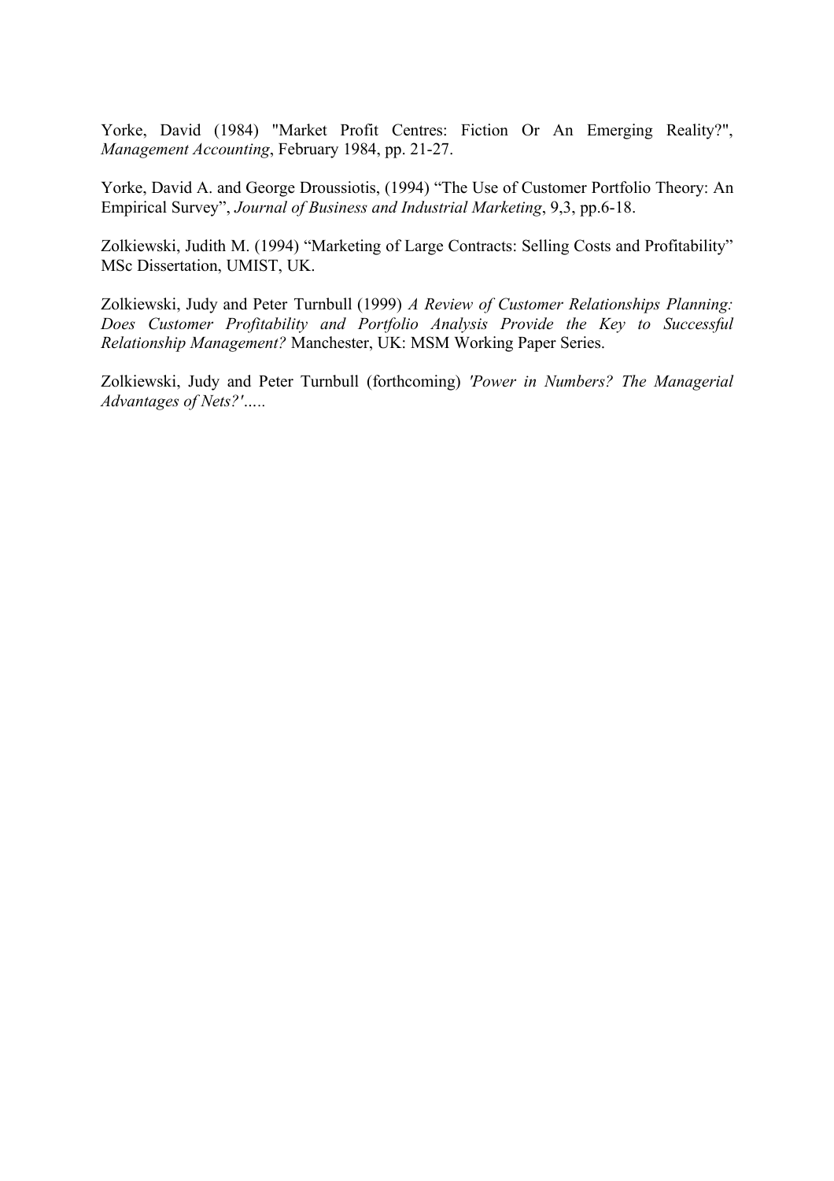Yorke, David (1984) "Market Profit Centres: Fiction Or An Emerging Reality?", *Management Accounting*, February 1984, pp. 21-27.

Yorke, David A. and George Droussiotis, (1994) "The Use of Customer Portfolio Theory: An Empirical Survey", *Journal of Business and Industrial Marketing*, 9,3, pp.6-18.

Zolkiewski, Judith M. (1994) "Marketing of Large Contracts: Selling Costs and Profitability" MSc Dissertation, UMIST, UK.

Zolkiewski, Judy and Peter Turnbull (1999) *A Review of Customer Relationships Planning: Does Customer Profitability and Portfolio Analysis Provide the Key to Successful Relationship Management?* Manchester, UK: MSM Working Paper Series.

Zolkiewski, Judy and Peter Turnbull (forthcoming) *'Power in Numbers? The Managerial Advantages of Nets?'…..*